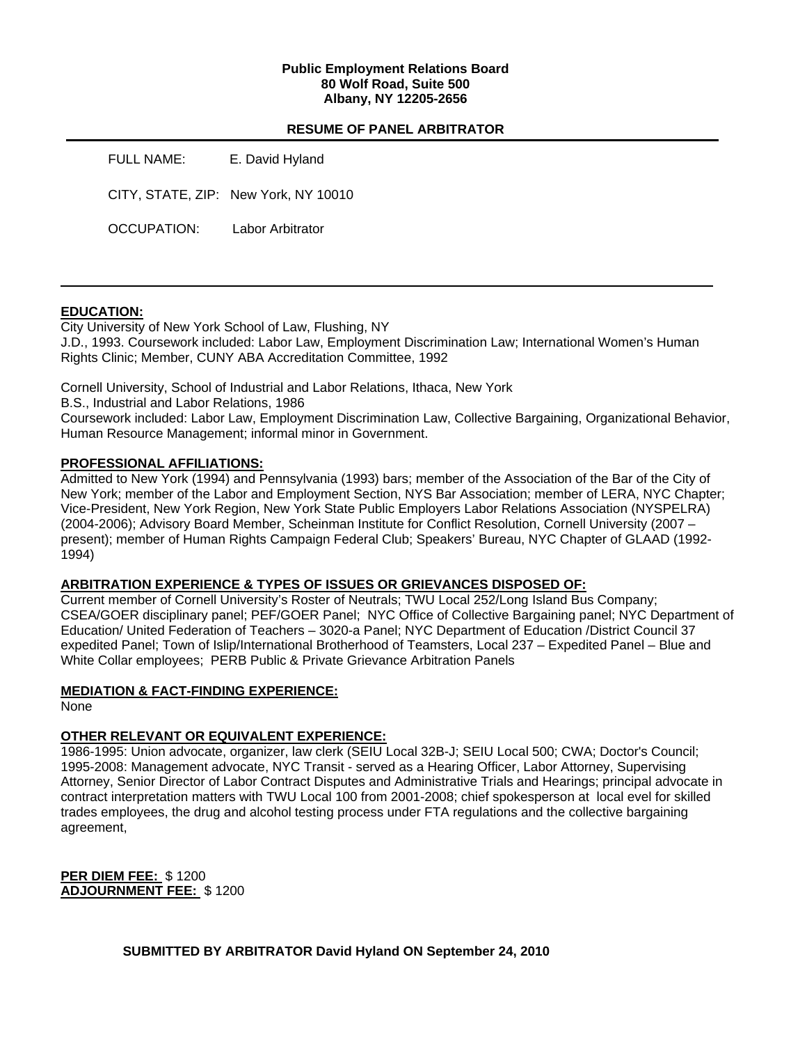**Public Employment Relations Board**
**80 Wolf Road, Suite 500**
**Albany, NY 12205-2656**

## RESUME OF PANEL ARBITRATOR

FULL NAME: E. David Hyland

CITY, STATE, ZIP: New York, NY 10010

OCCUPATION: Labor Arbitrator

---

### EDUCATION:

City University of New York School of Law, Flushing, NY
J.D., 1993. Coursework included: Labor Law, Employment Discrimination Law; International Women's Human Rights Clinic; Member, CUNY ABA Accreditation Committee, 1992

Cornell University, School of Industrial and Labor Relations, Ithaca, New York
B.S., Industrial and Labor Relations, 1986
Coursework included: Labor Law, Employment Discrimination Law, Collective Bargaining, Organizational Behavior, Human Resource Management; informal minor in Government.

### PROFESSIONAL AFFILIATIONS:

Admitted to New York (1994) and Pennsylvania (1993) bars; member of the Association of the Bar of the City of New York; member of the Labor and Employment Section, NYS Bar Association; member of LERA, NYC Chapter; Vice-President, New York Region, New York State Public Employers Labor Relations Association (NYSPELRA) (2004-2006); Advisory Board Member, Scheinman Institute for Conflict Resolution, Cornell University (2007 – present); member of Human Rights Campaign Federal Club; Speakers' Bureau, NYC Chapter of GLAAD (1992-1994)

### ARBITRATION EXPERIENCE & TYPES OF ISSUES OR GRIEVANCES DISPOSED OF:

Current member of Cornell University's Roster of Neutrals; TWU Local 252/Long Island Bus Company; CSEA/GOER disciplinary panel; PEF/GOER Panel; NYC Office of Collective Bargaining panel; NYC Department of Education/ United Federation of Teachers – 3020-a Panel; NYC Department of Education /District Council 37 expedited Panel; Town of Islip/International Brotherhood of Teamsters, Local 237 – Expedited Panel – Blue and White Collar employees; PERB Public & Private Grievance Arbitration Panels

### MEDIATION & FACT-FINDING EXPERIENCE:

None

### OTHER RELEVANT OR EQUIVALENT EXPERIENCE:

1986-1995: Union advocate, organizer, law clerk (SEIU Local 32B-J; SEIU Local 500; CWA; Doctor's Council; 1995-2008: Management advocate, NYC Transit - served as a Hearing Officer, Labor Attorney, Supervising Attorney, Senior Director of Labor Contract Disputes and Administrative Trials and Hearings; principal advocate in contract interpretation matters with TWU Local 100 from 2001-2008; chief spokesperson at local evel for skilled trades employees, the drug and alcohol testing process under FTA regulations and the collective bargaining agreement,

**PER DIEM FEE:** $ 1200
**ADJOURNMENT FEE:** $ 1200

**SUBMITTED BY ARBITRATOR David Hyland ON September 24, 2010**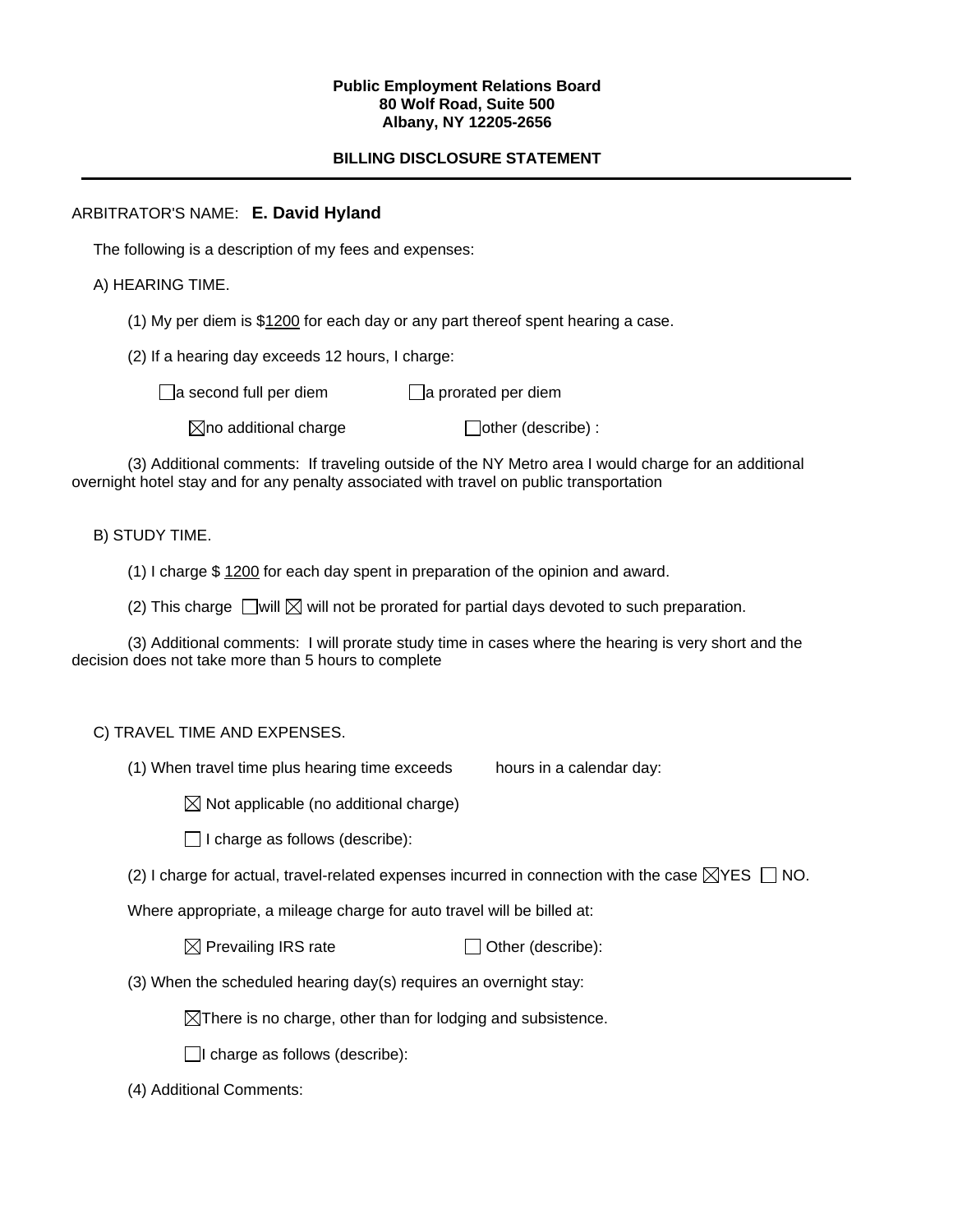**Public Employment Relations Board**
**80 Wolf Road, Suite 500**
**Albany, NY 12205-2656**

**BILLING DISCLOSURE STATEMENT**

---

ARBITRATOR'S NAME: **E. David Hyland**

The following is a description of my fees and expenses:

A) HEARING TIME.

(1) My per diem is $1200 for each day or any part thereof spent hearing a case.

(2) If a hearing day exceeds 12 hours, I charge:

☐ a second full per diem ☐ a prorated per diem

☒ no additional charge ☐ other (describe) :

(3) Additional comments: If traveling outside of the NY Metro area I would charge for an additional overnight hotel stay and for any penalty associated with travel on public transportation

B) STUDY TIME.

(1) I charge $ 1200 for each day spent in preparation of the opinion and award.

(2) This charge ☐ will ☒ will not be prorated for partial days devoted to such preparation.

(3) Additional comments: I will prorate study time in cases where the hearing is very short and the decision does not take more than 5 hours to complete

C) TRAVEL TIME AND EXPENSES.

(1) When travel time plus hearing time exceeds hours in a calendar day:

☒ Not applicable (no additional charge)

☐ I charge as follows (describe):

(2) I charge for actual, travel-related expenses incurred in connection with the case ☒ YES ☐ NO.

Where appropriate, a mileage charge for auto travel will be billed at:

☒ Prevailing IRS rate ☐ Other (describe):

(3) When the scheduled hearing day(s) requires an overnight stay:

☒ There is no charge, other than for lodging and subsistence.

☐ I charge as follows (describe):

(4) Additional Comments: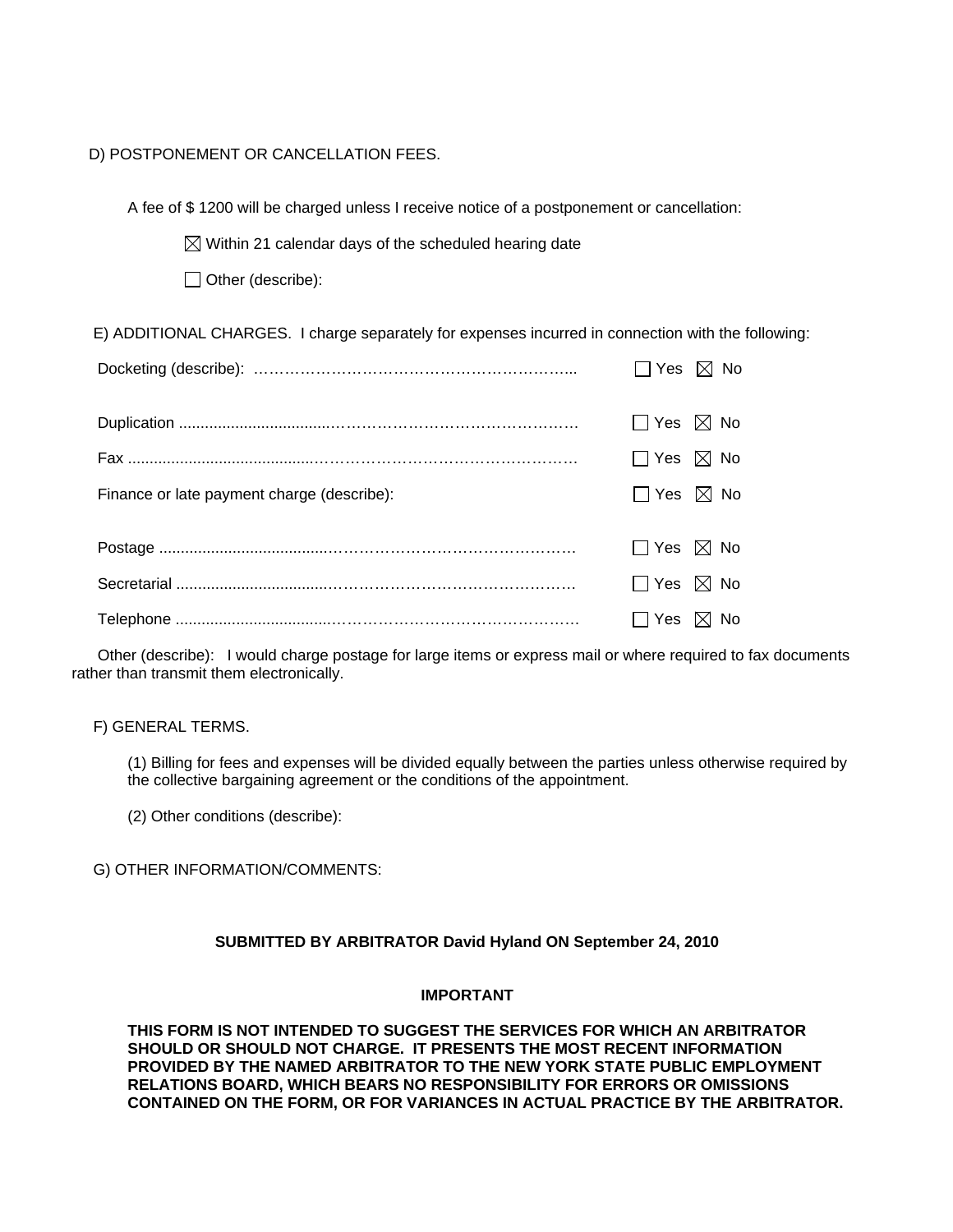D) POSTPONEMENT OR CANCELLATION FEES.

A fee of $ 1200 will be charged unless I receive notice of a postponement or cancellation:

☒ Within 21 calendar days of the scheduled hearing date

☐ Other (describe):

E) ADDITIONAL CHARGES. I charge separately for expenses incurred in connection with the following:

| | |
|---|---|
| Docketing (describe): | ☐ Yes ☒ No |
| Duplication | ☐ Yes ☒ No |
| Fax | ☐ Yes ☒ No |
| Finance or late payment charge (describe): | ☐ Yes ☒ No |
| Postage | ☐ Yes ☒ No |
| Secretarial | ☐ Yes ☒ No |
| Telephone | ☐ Yes ☒ No |

Other (describe): I would charge postage for large items or express mail or where required to fax documents rather than transmit them electronically.

F) GENERAL TERMS.

(1) Billing for fees and expenses will be divided equally between the parties unless otherwise required by the collective bargaining agreement or the conditions of the appointment.

(2) Other conditions (describe):

G) OTHER INFORMATION/COMMENTS:

**SUBMITTED BY ARBITRATOR David Hyland ON September 24, 2010**

**IMPORTANT**

**THIS FORM IS NOT INTENDED TO SUGGEST THE SERVICES FOR WHICH AN ARBITRATOR SHOULD OR SHOULD NOT CHARGE. IT PRESENTS THE MOST RECENT INFORMATION PROVIDED BY THE NAMED ARBITRATOR TO THE NEW YORK STATE PUBLIC EMPLOYMENT RELATIONS BOARD, WHICH BEARS NO RESPONSIBILITY FOR ERRORS OR OMISSIONS CONTAINED ON THE FORM, OR FOR VARIANCES IN ACTUAL PRACTICE BY THE ARBITRATOR.**